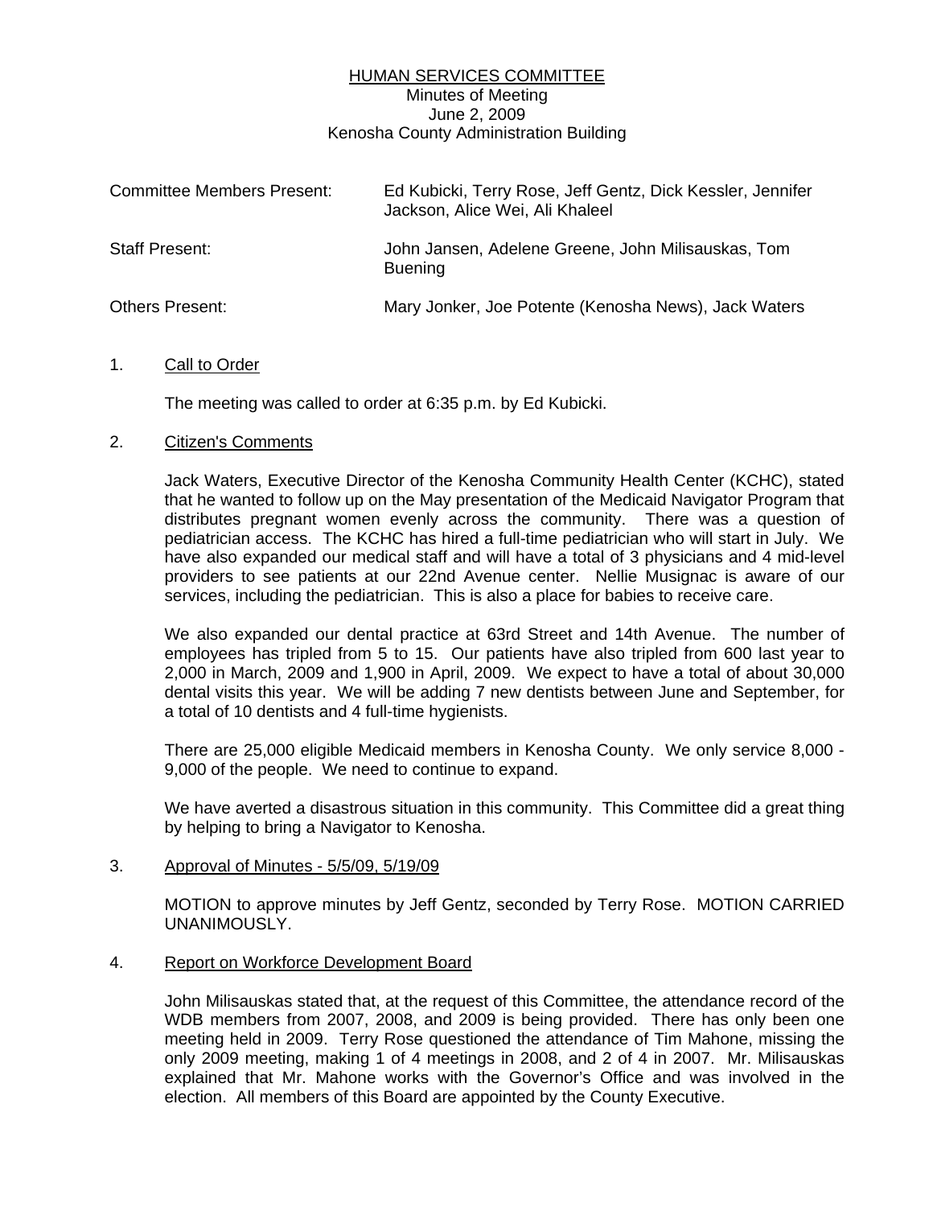# HUMAN SERVICES COMMITTEE

Minutes of Meeting
June 2, 2009
Kenosha County Administration Building

| | |
|---|---|
| Committee Members Present: | Ed Kubicki, Terry Rose, Jeff Gentz, Dick Kessler, Jennifer Jackson, Alice Wei, Ali Khaleel |
| Staff Present: | John Jansen, Adelene Greene, John Milisauskas, Tom Buening |
| Others Present: | Mary Jonker, Joe Potente (Kenosha News), Jack Waters |

1. Call to Order

   The meeting was called to order at 6:35 p.m. by Ed Kubicki.

2. Citizen's Comments

   Jack Waters, Executive Director of the Kenosha Community Health Center (KCHC), stated that he wanted to follow up on the May presentation of the Medicaid Navigator Program that distributes pregnant women evenly across the community. There was a question of pediatrician access. The KCHC has hired a full-time pediatrician who will start in July. We have also expanded our medical staff and will have a total of 3 physicians and 4 mid-level providers to see patients at our 22nd Avenue center. Nellie Musignac is aware of our services, including the pediatrician. This is also a place for babies to receive care.

   We also expanded our dental practice at 63rd Street and 14th Avenue. The number of employees has tripled from 5 to 15. Our patients have also tripled from 600 last year to 2,000 in March, 2009 and 1,900 in April, 2009. We expect to have a total of about 30,000 dental visits this year. We will be adding 7 new dentists between June and September, for a total of 10 dentists and 4 full-time hygienists.

   There are 25,000 eligible Medicaid members in Kenosha County. We only service 8,000 - 9,000 of the people. We need to continue to expand.

   We have averted a disastrous situation in this community. This Committee did a great thing by helping to bring a Navigator to Kenosha.

3. Approval of Minutes - 5/5/09, 5/19/09

   MOTION to approve minutes by Jeff Gentz, seconded by Terry Rose. MOTION CARRIED UNANIMOUSLY.

4. Report on Workforce Development Board

   John Milisauskas stated that, at the request of this Committee, the attendance record of the WDB members from 2007, 2008, and 2009 is being provided. There has only been one meeting held in 2009. Terry Rose questioned the attendance of Tim Mahone, missing the only 2009 meeting, making 1 of 4 meetings in 2008, and 2 of 4 in 2007. Mr. Milisauskas explained that Mr. Mahone works with the Governor's Office and was involved in the election. All members of this Board are appointed by the County Executive.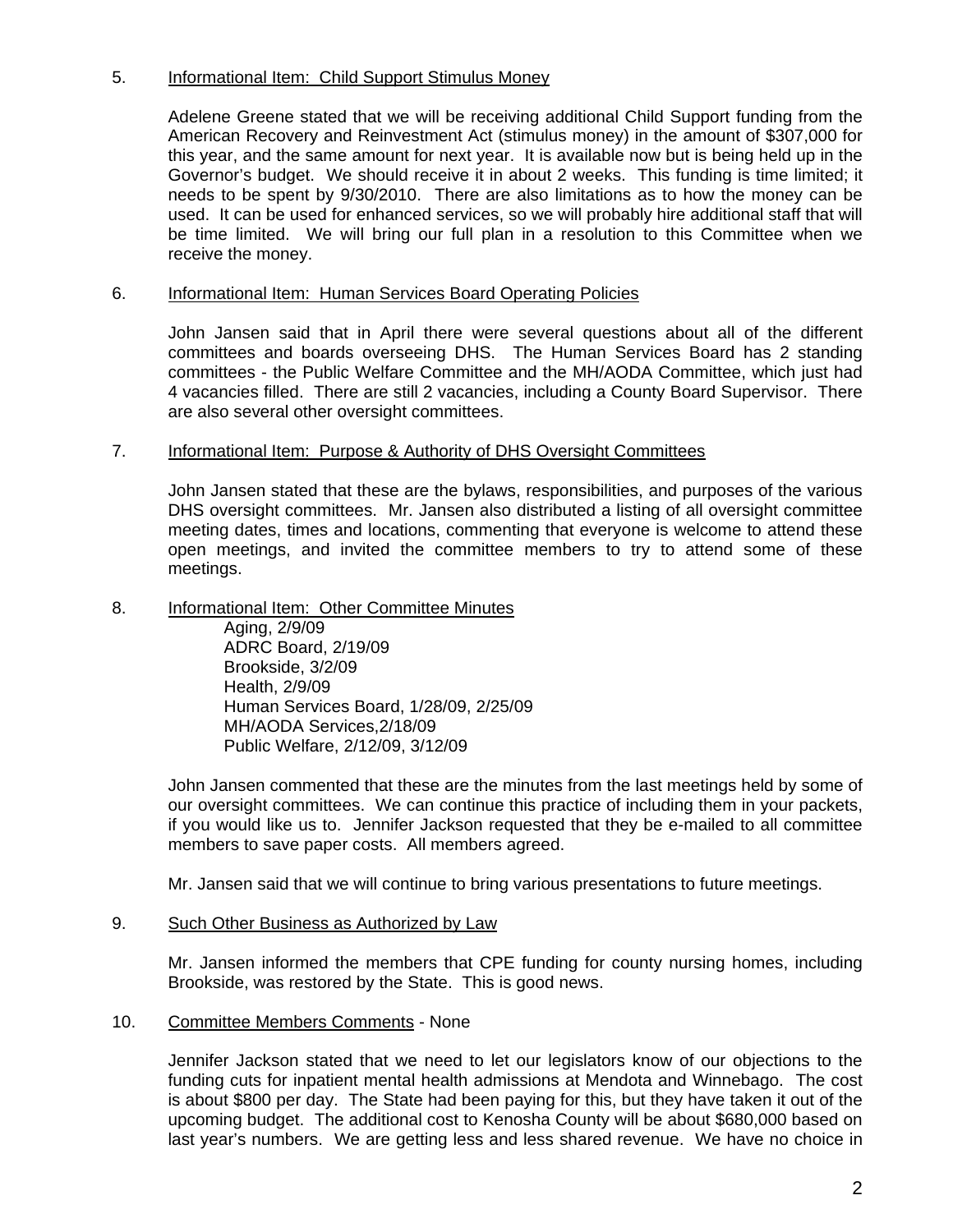5. <u>Informational Item: Child Support Stimulus Money</u>

Adelene Greene stated that we will be receiving additional Child Support funding from the American Recovery and Reinvestment Act (stimulus money) in the amount of $307,000 for this year, and the same amount for next year. It is available now but is being held up in the Governor's budget. We should receive it in about 2 weeks. This funding is time limited; it needs to be spent by 9/30/2010. There are also limitations as to how the money can be used. It can be used for enhanced services, so we will probably hire additional staff that will be time limited. We will bring our full plan in a resolution to this Committee when we receive the money.

6. <u>Informational Item: Human Services Board Operating Policies</u>

John Jansen said that in April there were several questions about all of the different committees and boards overseeing DHS. The Human Services Board has 2 standing committees - the Public Welfare Committee and the MH/AODA Committee, which just had 4 vacancies filled. There are still 2 vacancies, including a County Board Supervisor. There are also several other oversight committees.

7. <u>Informational Item: Purpose & Authority of DHS Oversight Committees</u>

John Jansen stated that these are the bylaws, responsibilities, and purposes of the various DHS oversight committees. Mr. Jansen also distributed a listing of all oversight committee meeting dates, times and locations, commenting that everyone is welcome to attend these open meetings, and invited the committee members to try to attend some of these meetings.

8. <u>Informational Item: Other Committee Minutes</u>

   Aging, 2/9/09
   ADRC Board, 2/19/09
   Brookside, 3/2/09
   Health, 2/9/09
   Human Services Board, 1/28/09, 2/25/09
   MH/AODA Services,2/18/09
   Public Welfare, 2/12/09, 3/12/09

John Jansen commented that these are the minutes from the last meetings held by some of our oversight committees. We can continue this practice of including them in your packets, if you would like us to. Jennifer Jackson requested that they be e-mailed to all committee members to save paper costs. All members agreed.

Mr. Jansen said that we will continue to bring various presentations to future meetings.

9. <u>Such Other Business as Authorized by Law</u>

Mr. Jansen informed the members that CPE funding for county nursing homes, including Brookside, was restored by the State. This is good news.

10. <u>Committee Members Comments</u> - None

Jennifer Jackson stated that we need to let our legislators know of our objections to the funding cuts for inpatient mental health admissions at Mendota and Winnebago. The cost is about $800 per day. The State had been paying for this, but they have taken it out of the upcoming budget. The additional cost to Kenosha County will be about $680,000 based on last year's numbers. We are getting less and less shared revenue. We have no choice in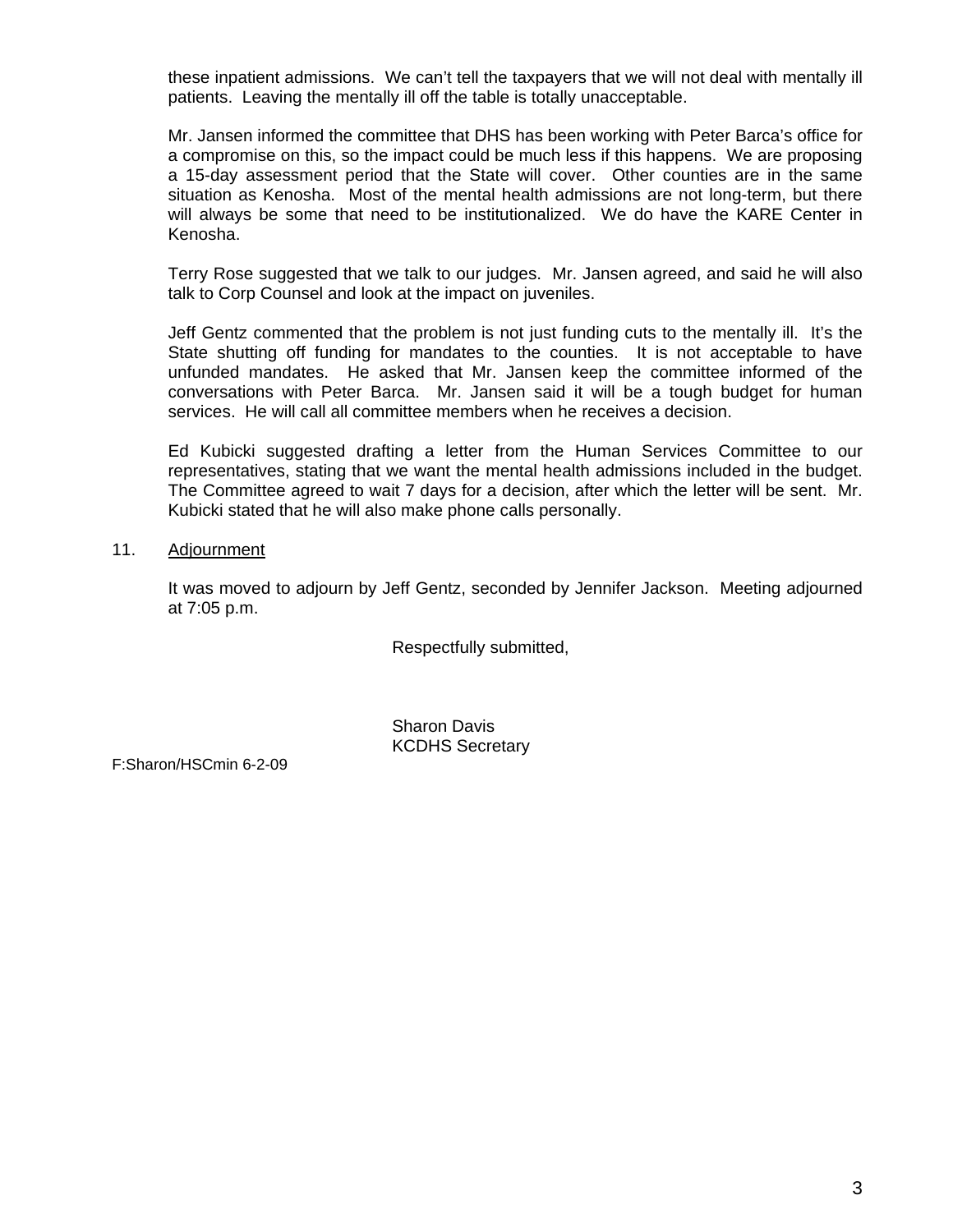these inpatient admissions. We can't tell the taxpayers that we will not deal with mentally ill patients. Leaving the mentally ill off the table is totally unacceptable.

Mr. Jansen informed the committee that DHS has been working with Peter Barca's office for a compromise on this, so the impact could be much less if this happens. We are proposing a 15-day assessment period that the State will cover. Other counties are in the same situation as Kenosha. Most of the mental health admissions are not long-term, but there will always be some that need to be institutionalized. We do have the KARE Center in Kenosha.

Terry Rose suggested that we talk to our judges. Mr. Jansen agreed, and said he will also talk to Corp Counsel and look at the impact on juveniles.

Jeff Gentz commented that the problem is not just funding cuts to the mentally ill. It's the State shutting off funding for mandates to the counties. It is not acceptable to have unfunded mandates. He asked that Mr. Jansen keep the committee informed of the conversations with Peter Barca. Mr. Jansen said it will be a tough budget for human services. He will call all committee members when he receives a decision.

Ed Kubicki suggested drafting a letter from the Human Services Committee to our representatives, stating that we want the mental health admissions included in the budget. The Committee agreed to wait 7 days for a decision, after which the letter will be sent. Mr. Kubicki stated that he will also make phone calls personally.

11. Adjournment

It was moved to adjourn by Jeff Gentz, seconded by Jennifer Jackson. Meeting adjourned at 7:05 p.m.

Respectfully submitted,

Sharon Davis
KCDHS Secretary

F:Sharon/HSCmin 6-2-09